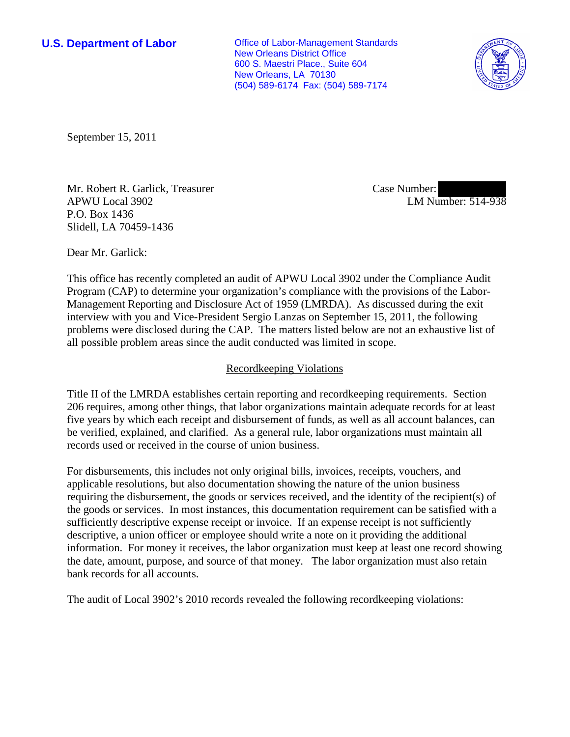**U.S. Department of Labor**

Office of Labor-Management Standards
New Orleans District Office
600 S. Maestri Place., Suite 604
New Orleans, LA 70130
(504) 589-6174 Fax: (504) 589-7174

September 15, 2011

Mr. Robert R. Garlick, Treasurer
APWU Local 3902
P.O. Box 1436
Slidell, LA 70459-1436

Case Number:
LM Number: 514-938

Dear Mr. Garlick:

This office has recently completed an audit of APWU Local 3902 under the Compliance Audit Program (CAP) to determine your organization's compliance with the provisions of the Labor-Management Reporting and Disclosure Act of 1959 (LMRDA). As discussed during the exit interview with you and Vice-President Sergio Lanzas on September 15, 2011, the following problems were disclosed during the CAP. The matters listed below are not an exhaustive list of all possible problem areas since the audit conducted was limited in scope.

## Recordkeeping Violations

Title II of the LMRDA establishes certain reporting and recordkeeping requirements. Section 206 requires, among other things, that labor organizations maintain adequate records for at least five years by which each receipt and disbursement of funds, as well as all account balances, can be verified, explained, and clarified. As a general rule, labor organizations must maintain all records used or received in the course of union business.

For disbursements, this includes not only original bills, invoices, receipts, vouchers, and applicable resolutions, but also documentation showing the nature of the union business requiring the disbursement, the goods or services received, and the identity of the recipient(s) of the goods or services. In most instances, this documentation requirement can be satisfied with a sufficiently descriptive expense receipt or invoice. If an expense receipt is not sufficiently descriptive, a union officer or employee should write a note on it providing the additional information. For money it receives, the labor organization must keep at least one record showing the date, amount, purpose, and source of that money. The labor organization must also retain bank records for all accounts.

The audit of Local 3902's 2010 records revealed the following recordkeeping violations: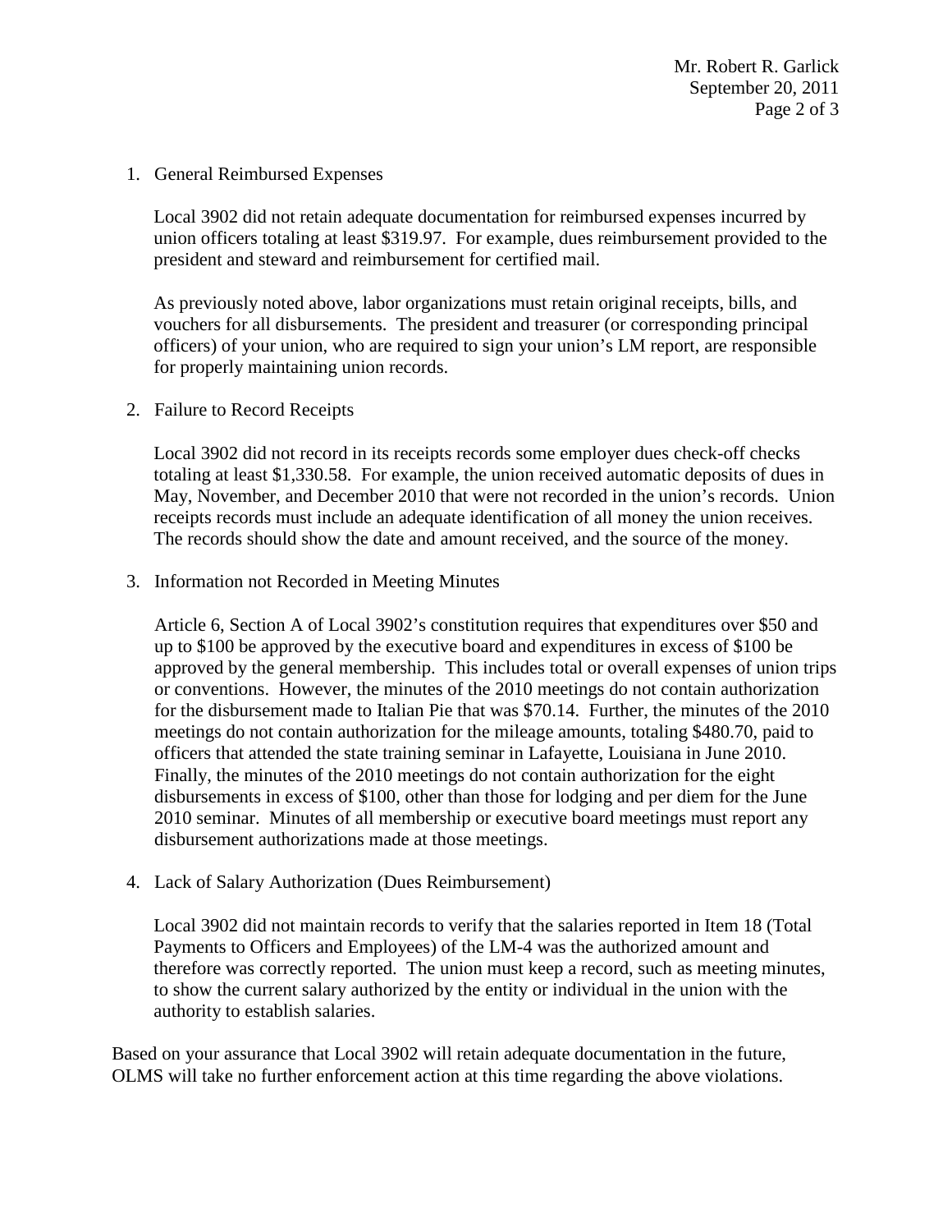1. General Reimbursed Expenses

   Local 3902 did not retain adequate documentation for reimbursed expenses incurred by union officers totaling at least $319.97. For example, dues reimbursement provided to the president and steward and reimbursement for certified mail.

   As previously noted above, labor organizations must retain original receipts, bills, and vouchers for all disbursements. The president and treasurer (or corresponding principal officers) of your union, who are required to sign your union's LM report, are responsible for properly maintaining union records.

2. Failure to Record Receipts

   Local 3902 did not record in its receipts records some employer dues check-off checks totaling at least $1,330.58. For example, the union received automatic deposits of dues in May, November, and December 2010 that were not recorded in the union's records. Union receipts records must include an adequate identification of all money the union receives. The records should show the date and amount received, and the source of the money.

3. Information not Recorded in Meeting Minutes

   Article 6, Section A of Local 3902's constitution requires that expenditures over $50 and up to $100 be approved by the executive board and expenditures in excess of $100 be approved by the general membership. This includes total or overall expenses of union trips or conventions. However, the minutes of the 2010 meetings do not contain authorization for the disbursement made to Italian Pie that was $70.14. Further, the minutes of the 2010 meetings do not contain authorization for the mileage amounts, totaling $480.70, paid to officers that attended the state training seminar in Lafayette, Louisiana in June 2010. Finally, the minutes of the 2010 meetings do not contain authorization for the eight disbursements in excess of $100, other than those for lodging and per diem for the June 2010 seminar. Minutes of all membership or executive board meetings must report any disbursement authorizations made at those meetings.

4. Lack of Salary Authorization (Dues Reimbursement)

   Local 3902 did not maintain records to verify that the salaries reported in Item 18 (Total Payments to Officers and Employees) of the LM-4 was the authorized amount and therefore was correctly reported. The union must keep a record, such as meeting minutes, to show the current salary authorized by the entity or individual in the union with the authority to establish salaries.

Based on your assurance that Local 3902 will retain adequate documentation in the future, OLMS will take no further enforcement action at this time regarding the above violations.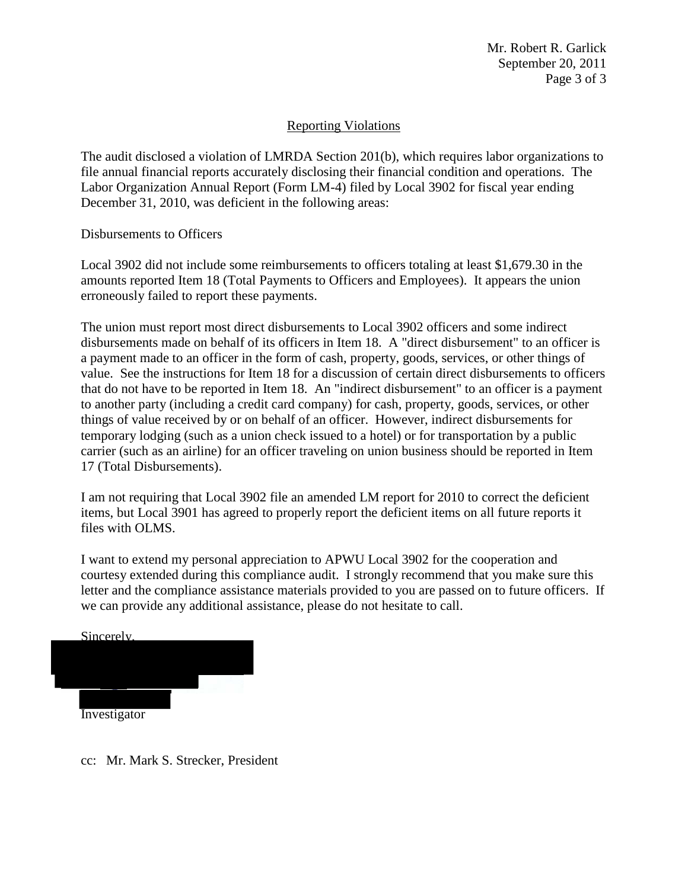## Reporting Violations

The audit disclosed a violation of LMRDA Section 201(b), which requires labor organizations to file annual financial reports accurately disclosing their financial condition and operations. The Labor Organization Annual Report (Form LM-4) filed by Local 3902 for fiscal year ending December 31, 2010, was deficient in the following areas:

Disbursements to Officers

Local 3902 did not include some reimbursements to officers totaling at least $1,679.30 in the amounts reported Item 18 (Total Payments to Officers and Employees). It appears the union erroneously failed to report these payments.

The union must report most direct disbursements to Local 3902 officers and some indirect disbursements made on behalf of its officers in Item 18. A "direct disbursement" to an officer is a payment made to an officer in the form of cash, property, goods, services, or other things of value. See the instructions for Item 18 for a discussion of certain direct disbursements to officers that do not have to be reported in Item 18. An "indirect disbursement" to an officer is a payment to another party (including a credit card company) for cash, property, goods, services, or other things of value received by or on behalf of an officer. However, indirect disbursements for temporary lodging (such as a union check issued to a hotel) or for transportation by a public carrier (such as an airline) for an officer traveling on union business should be reported in Item 17 (Total Disbursements).

I am not requiring that Local 3902 file an amended LM report for 2010 to correct the deficient items, but Local 3901 has agreed to properly report the deficient items on all future reports it files with OLMS.

I want to extend my personal appreciation to APWU Local 3902 for the cooperation and courtesy extended during this compliance audit. I strongly recommend that you make sure this letter and the compliance assistance materials provided to you are passed on to future officers. If we can provide any additional assistance, please do not hesitate to call.

Sincerely,

Investigator

cc: Mr. Mark S. Strecker, President